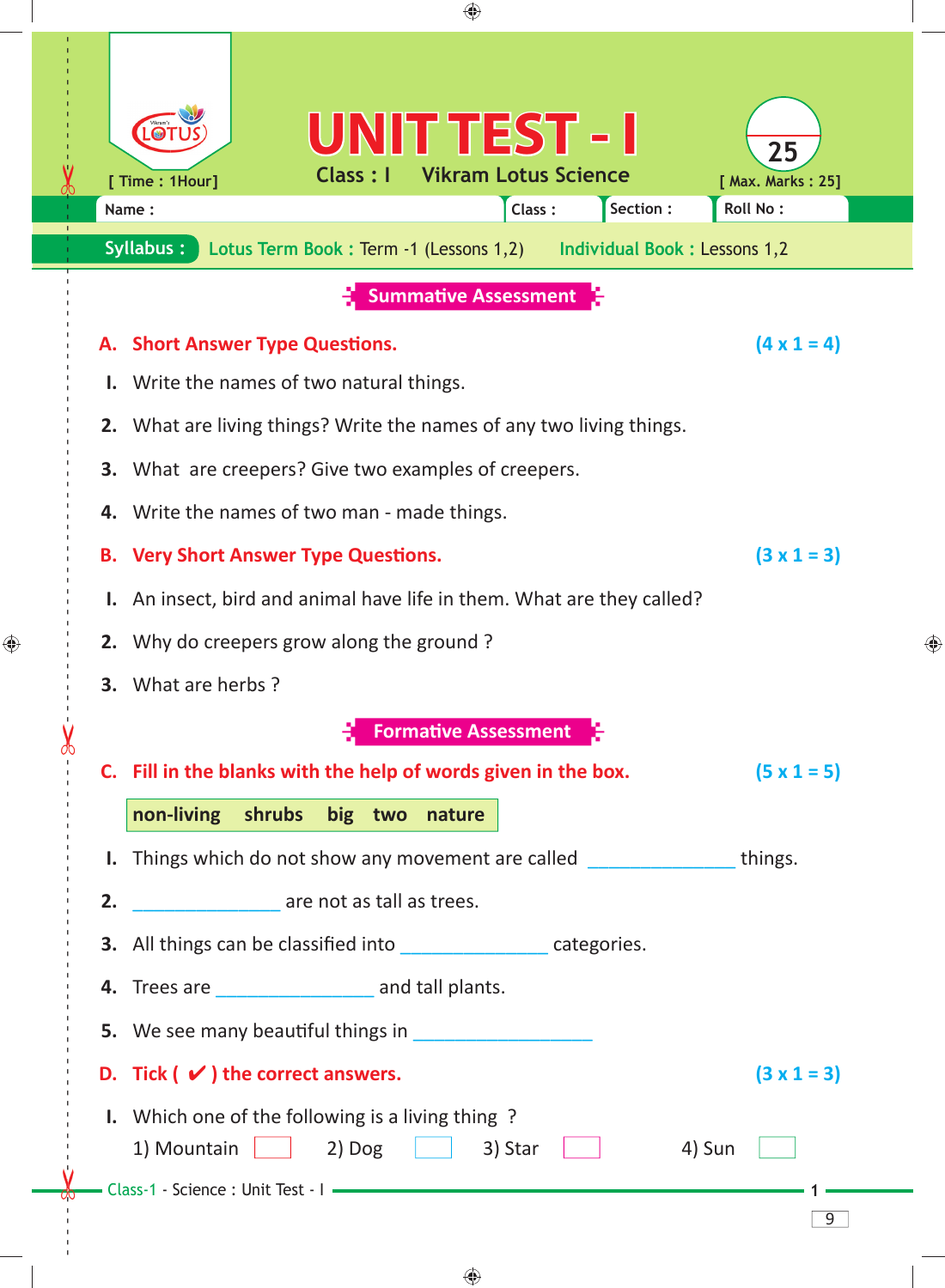# UNIT TEST - I

Class : I Vikram Lotus Science

[ Time : 1Hour] [ Max. Marks : 25]

Name : Class : Section : Roll No :

**Syllabus :** Lotus Term Book : Term -1 (Lessons 1,2) Individual Book : Lessons 1,2

## Summative Assessment

### A. Short Answer Type Questions. (4 x 1 = 4)

1. Write the names of two natural things.
2. What are living things? Write the names of any two living things.
3. What are creepers? Give two examples of creepers.
4. Write the names of two man - made things.

### B. Very Short Answer Type Questions. (3 x 1 = 3)

1. An insect, bird and animal have life in them. What are they called?
2. Why do creepers grow along the ground ?
3. What are herbs ?

## Formative Assessment

### C. Fill in the blanks with the help of words given in the box. (5 x 1 = 5)

**non-living shrubs big two nature**

1. Things which do not show any movement are called _______________ things.
2. _______________ are not as tall as trees.
3. All things can be classified into _______________ categories.
4. Trees are _______________ and tall plants.
5. We see many beautiful things in _________________

### D. Tick ( ✔ ) the correct answers. (3 x 1 = 3)

1. Which one of the following is a living thing ?

   1) Mountain ☐ 2) Dog ☐ 3) Star ☐ 4) Sun ☐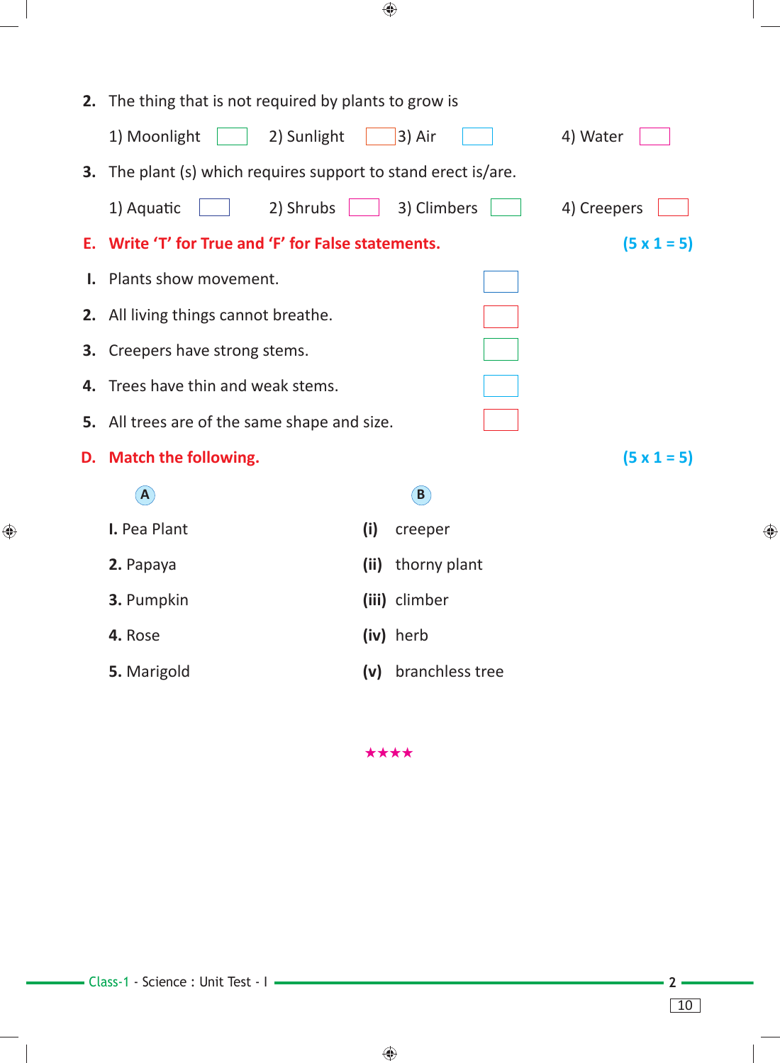2. The thing that is not required by plants to grow is

1) Moonlight ☐ 2) Sunlight ☐ 3) Air ☐ 4) Water ☐

3. The plant (s) which requires support to stand erect is/are.

1) Aquatic ☐ 2) Shrubs ☐ 3) Climbers ☐ 4) Creepers ☐

**E. Write 'T' for True and 'F' for False statements.** **(5 x 1 = 5)**

I. Plants show movement. ☐

2. All living things cannot breathe. ☐

3. Creepers have strong stems. ☐

4. Trees have thin and weak stems. ☐

5. All trees are of the same shape and size. ☐

**D. Match the following.** **(5 x 1 = 5)**

| A | B |
|---|---|
| **I.** Pea Plant | **(i)** creeper |
| **2.** Papaya | **(ii)** thorny plant |
| **3.** Pumpkin | **(iii)** climber |
| **4.** Rose | **(iv)** herb |
| **5.** Marigold | **(v)** branchless tree |

★★★★